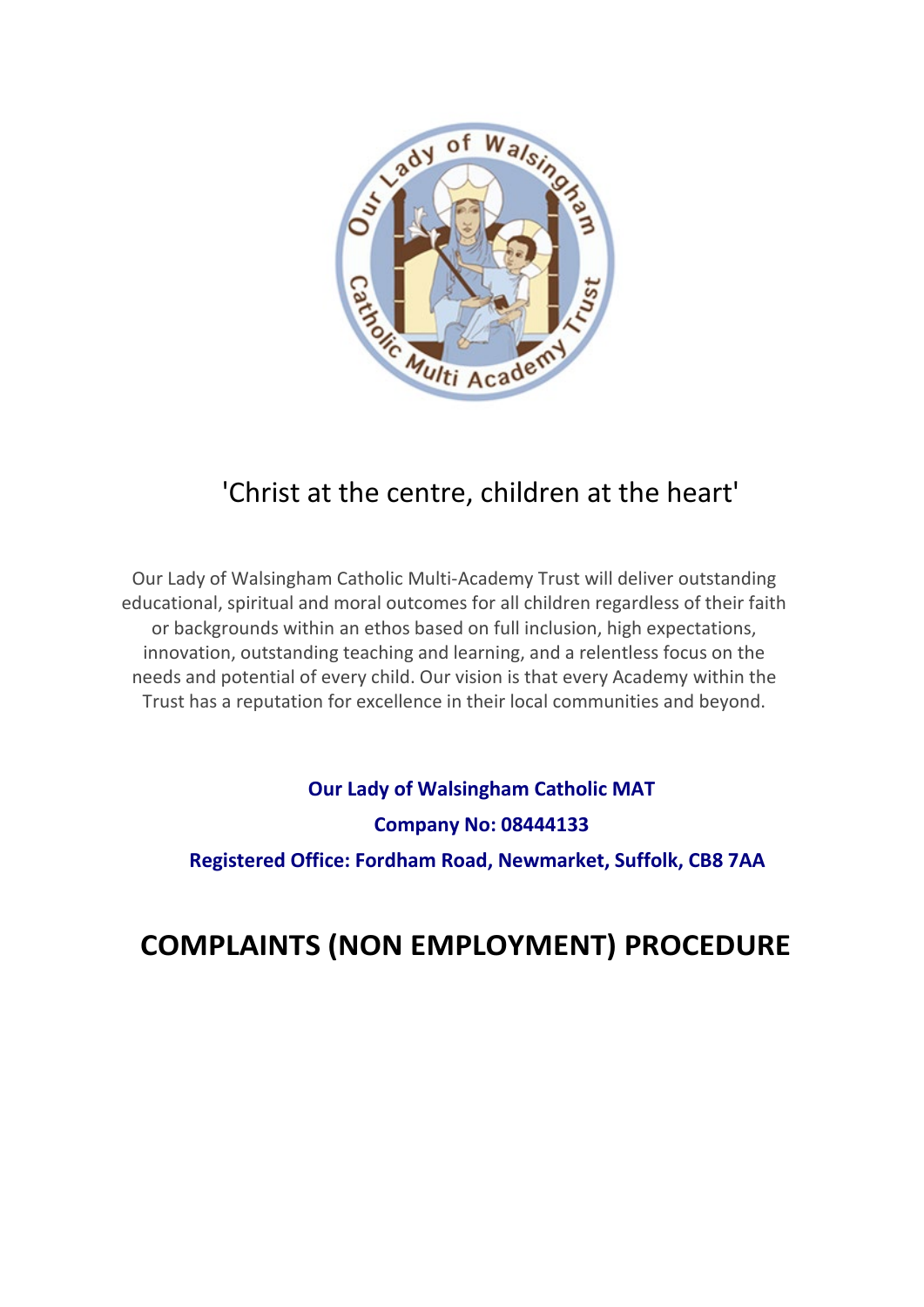'Christ at the centre, children at the heart'

Our Lady of Walsingham Catholic Multi-Academy Trust will deliver outstanding educational, spiritual and moral outcomes for all children regardless of their faith or backgrounds within an ethos based on full inclusion, high expectations, innovation, outstanding teaching and learning, and a relentless focus on the needs and potential of every child. Our vision is that every Academy within the Trust has a reputation for excellence in their local communities and beyond.

**Our Lady of Walsingham Catholic MAT**

**Company No: 08444133**

**Registered Office: Fordham Road, Newmarket, Suffolk, CB8 7AA**

# COMPLAINTS (NON EMPLOYMENT) PROCEDURE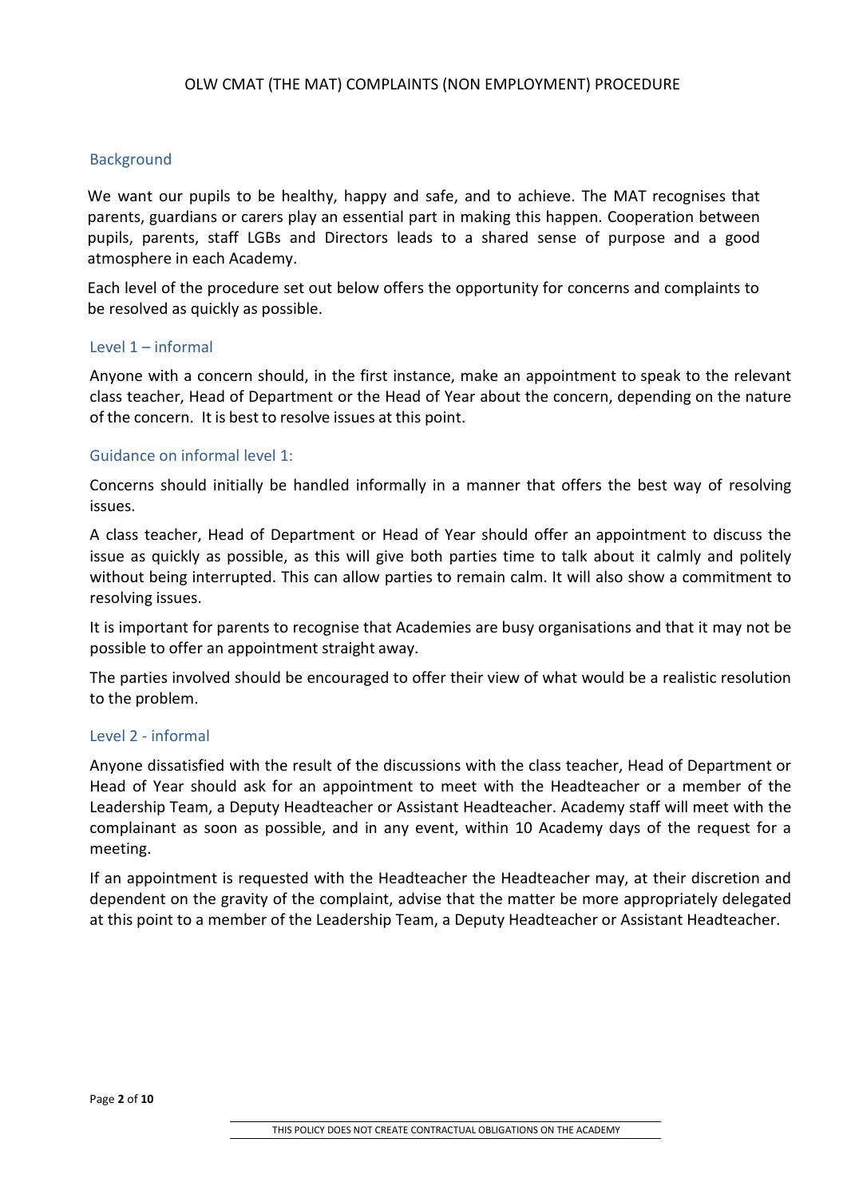# OLW CMAT (THE MAT) COMPLAINTS (NON EMPLOYMENT) PROCEDURE

## Background

We want our pupils to be healthy, happy and safe, and to achieve. The MAT recognises that parents, guardians or carers play an essential part in making this happen. Cooperation between pupils, parents, staff LGBs and Directors leads to a shared sense of purpose and a good atmosphere in each Academy.

Each level of the procedure set out below offers the opportunity for concerns and complaints to be resolved as quickly as possible.

## Level 1 – informal

Anyone with a concern should, in the first instance, make an appointment to speak to the relevant class teacher, Head of Department or the Head of Year about the concern, depending on the nature of the concern. It is best to resolve issues at this point.

## Guidance on informal level 1:

Concerns should initially be handled informally in a manner that offers the best way of resolving issues.

A class teacher, Head of Department or Head of Year should offer an appointment to discuss the issue as quickly as possible, as this will give both parties time to talk about it calmly and politely without being interrupted. This can allow parties to remain calm. It will also show a commitment to resolving issues.

It is important for parents to recognise that Academies are busy organisations and that it may not be possible to offer an appointment straight away.

The parties involved should be encouraged to offer their view of what would be a realistic resolution to the problem.

## Level 2 - informal

Anyone dissatisfied with the result of the discussions with the class teacher, Head of Department or Head of Year should ask for an appointment to meet with the Headteacher or a member of the Leadership Team, a Deputy Headteacher or Assistant Headteacher. Academy staff will meet with the complainant as soon as possible, and in any event, within 10 Academy days of the request for a meeting.

If an appointment is requested with the Headteacher the Headteacher may, at their discretion and dependent on the gravity of the complaint, advise that the matter be more appropriately delegated at this point to a member of the Leadership Team, a Deputy Headteacher or Assistant Headteacher.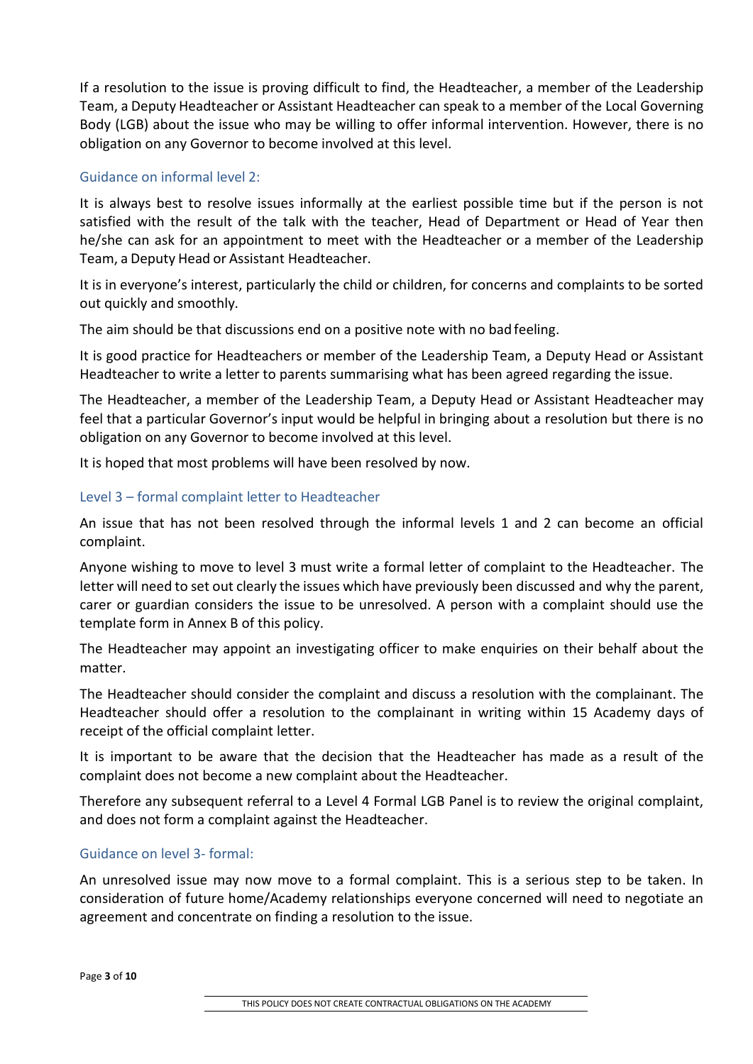If a resolution to the issue is proving difficult to find, the Headteacher, a member of the Leadership Team, a Deputy Headteacher or Assistant Headteacher can speak to a member of the Local Governing Body (LGB) about the issue who may be willing to offer informal intervention. However, there is no obligation on any Governor to become involved at this level.

### Guidance on informal level 2:

It is always best to resolve issues informally at the earliest possible time but if the person is not satisfied with the result of the talk with the teacher, Head of Department or Head of Year then he/she can ask for an appointment to meet with the Headteacher or a member of the Leadership Team, a Deputy Head or Assistant Headteacher.

It is in everyone's interest, particularly the child or children, for concerns and complaints to be sorted out quickly and smoothly.

The aim should be that discussions end on a positive note with no bad feeling.

It is good practice for Headteachers or member of the Leadership Team, a Deputy Head or Assistant Headteacher to write a letter to parents summarising what has been agreed regarding the issue.

The Headteacher, a member of the Leadership Team, a Deputy Head or Assistant Headteacher may feel that a particular Governor's input would be helpful in bringing about a resolution but there is no obligation on any Governor to become involved at this level.

It is hoped that most problems will have been resolved by now.

### Level 3 – formal complaint letter to Headteacher

An issue that has not been resolved through the informal levels 1 and 2 can become an official complaint.

Anyone wishing to move to level 3 must write a formal letter of complaint to the Headteacher. The letter will need to set out clearly the issues which have previously been discussed and why the parent, carer or guardian considers the issue to be unresolved. A person with a complaint should use the template form in Annex B of this policy.

The Headteacher may appoint an investigating officer to make enquiries on their behalf about the matter.

The Headteacher should consider the complaint and discuss a resolution with the complainant. The Headteacher should offer a resolution to the complainant in writing within 15 Academy days of receipt of the official complaint letter.

It is important to be aware that the decision that the Headteacher has made as a result of the complaint does not become a new complaint about the Headteacher.

Therefore any subsequent referral to a Level 4 Formal LGB Panel is to review the original complaint, and does not form a complaint against the Headteacher.

### Guidance on level 3- formal:

An unresolved issue may now move to a formal complaint. This is a serious step to be taken. In consideration of future home/Academy relationships everyone concerned will need to negotiate an agreement and concentrate on finding a resolution to the issue.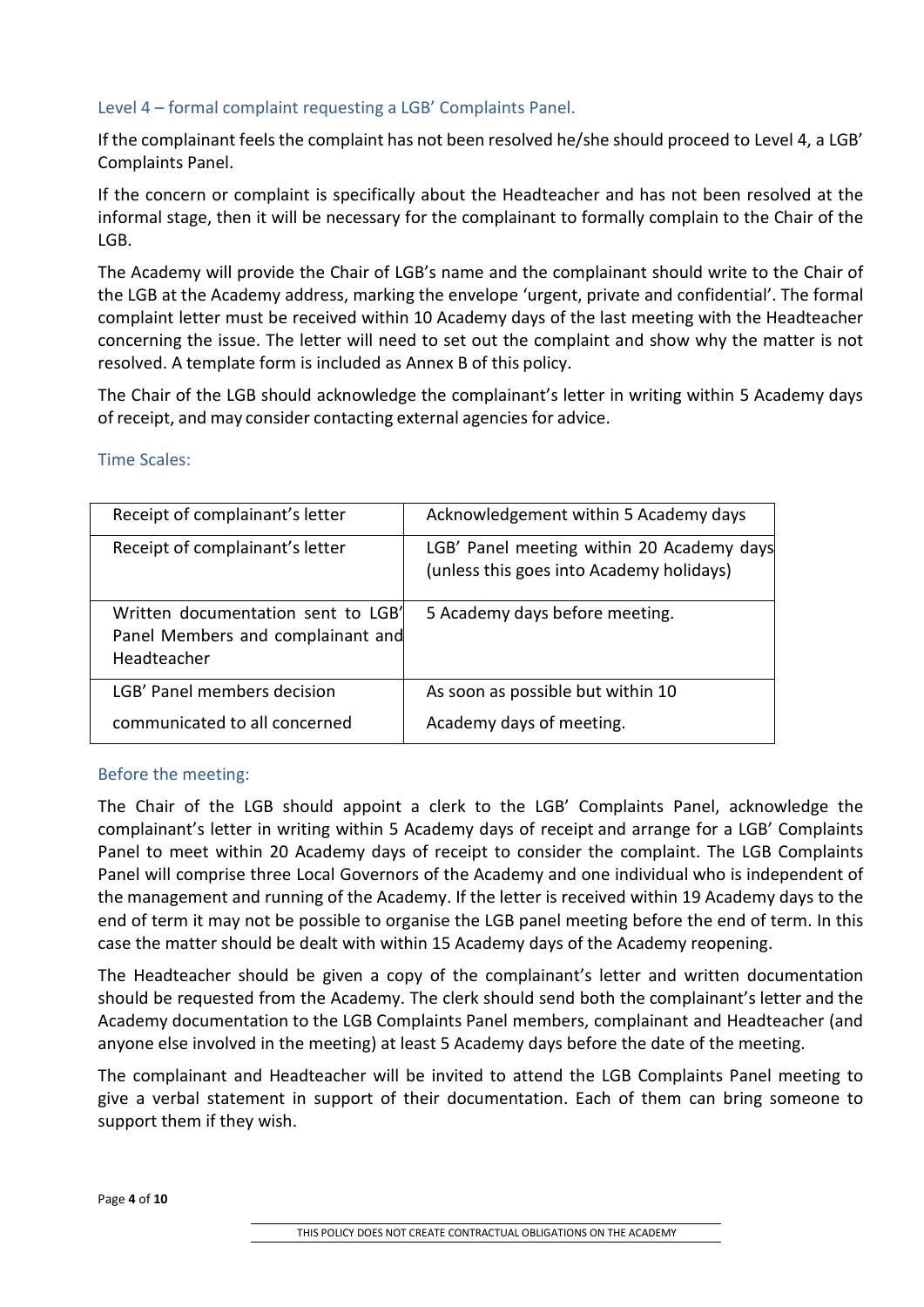### Level 4 – formal complaint requesting a LGB' Complaints Panel.

If the complainant feels the complaint has not been resolved he/she should proceed to Level 4, a LGB' Complaints Panel.

If the concern or complaint is specifically about the Headteacher and has not been resolved at the informal stage, then it will be necessary for the complainant to formally complain to the Chair of the LGB.

The Academy will provide the Chair of LGB's name and the complainant should write to the Chair of the LGB at the Academy address, marking the envelope 'urgent, private and confidential'. The formal complaint letter must be received within 10 Academy days of the last meeting with the Headteacher concerning the issue. The letter will need to set out the complaint and show why the matter is not resolved. A template form is included as Annex B of this policy.

The Chair of the LGB should acknowledge the complainant's letter in writing within 5 Academy days of receipt, and may consider contacting external agencies for advice.

#### Time Scales:

| | |
|---|---|
| Receipt of complainant's letter | Acknowledgement within 5 Academy days |
| Receipt of complainant's letter | LGB' Panel meeting within 20 Academy days (unless this goes into Academy holidays) |
| Written documentation sent to LGB' Panel Members and complainant and Headteacher | 5 Academy days before meeting. |
| LGB' Panel members decision communicated to all concerned | As soon as possible but within 10 Academy days of meeting. |

#### Before the meeting:

The Chair of the LGB should appoint a clerk to the LGB' Complaints Panel, acknowledge the complainant's letter in writing within 5 Academy days of receipt and arrange for a LGB' Complaints Panel to meet within 20 Academy days of receipt to consider the complaint. The LGB Complaints Panel will comprise three Local Governors of the Academy and one individual who is independent of the management and running of the Academy. If the letter is received within 19 Academy days to the end of term it may not be possible to organise the LGB panel meeting before the end of term. In this case the matter should be dealt with within 15 Academy days of the Academy reopening.

The Headteacher should be given a copy of the complainant's letter and written documentation should be requested from the Academy. The clerk should send both the complainant's letter and the Academy documentation to the LGB Complaints Panel members, complainant and Headteacher (and anyone else involved in the meeting) at least 5 Academy days before the date of the meeting.

The complainant and Headteacher will be invited to attend the LGB Complaints Panel meeting to give a verbal statement in support of their documentation. Each of them can bring someone to support them if they wish.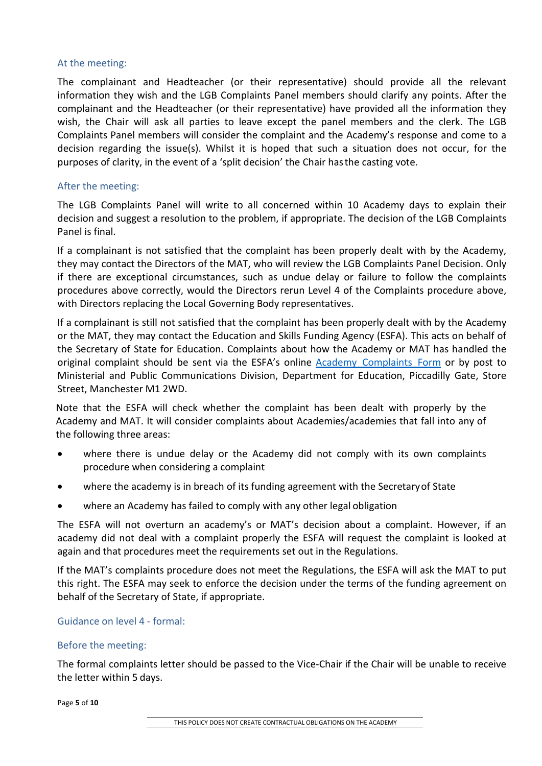### At the meeting:

The complainant and Headteacher (or their representative) should provide all the relevant information they wish and the LGB Complaints Panel members should clarify any points. After the complainant and the Headteacher (or their representative) have provided all the information they wish, the Chair will ask all parties to leave except the panel members and the clerk. The LGB Complaints Panel members will consider the complaint and the Academy's response and come to a decision regarding the issue(s). Whilst it is hoped that such a situation does not occur, for the purposes of clarity, in the event of a 'split decision' the Chair has the casting vote.

### After the meeting:

The LGB Complaints Panel will write to all concerned within 10 Academy days to explain their decision and suggest a resolution to the problem, if appropriate. The decision of the LGB Complaints Panel is final.

If a complainant is not satisfied that the complaint has been properly dealt with by the Academy, they may contact the Directors of the MAT, who will review the LGB Complaints Panel Decision. Only if there are exceptional circumstances, such as undue delay or failure to follow the complaints procedures above correctly, would the Directors rerun Level 4 of the Complaints procedure above, with Directors replacing the Local Governing Body representatives.

If a complainant is still not satisfied that the complaint has been properly dealt with by the Academy or the MAT, they may contact the Education and Skills Funding Agency (ESFA). This acts on behalf of the Secretary of State for Education. Complaints about how the Academy or MAT has handled the original complaint should be sent via the ESFA's online [Academy Complaints Form] or by post to Ministerial and Public Communications Division, Department for Education, Piccadilly Gate, Store Street, Manchester M1 2WD.

Note that the ESFA will check whether the complaint has been dealt with properly by the Academy and MAT. It will consider complaints about Academies/academies that fall into any of the following three areas:

- where there is undue delay or the Academy did not comply with its own complaints procedure when considering a complaint
- where the academy is in breach of its funding agreement with the Secretary of State
- where an Academy has failed to comply with any other legal obligation

The ESFA will not overturn an academy's or MAT's decision about a complaint. However, if an academy did not deal with a complaint properly the ESFA will request the complaint is looked at again and that procedures meet the requirements set out in the Regulations.

If the MAT's complaints procedure does not meet the Regulations, the ESFA will ask the MAT to put this right. The ESFA may seek to enforce the decision under the terms of the funding agreement on behalf of the Secretary of State, if appropriate.

### Guidance on level 4 - formal:

### Before the meeting:

The formal complaints letter should be passed to the Vice-Chair if the Chair will be unable to receive the letter within 5 days.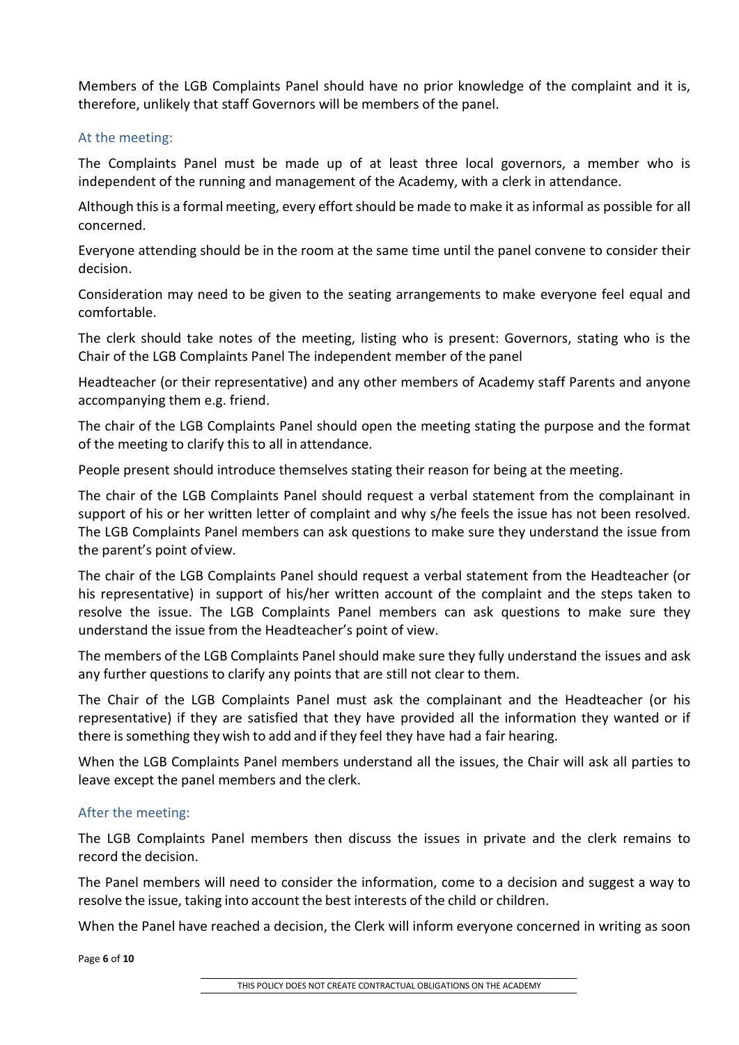Members of the LGB Complaints Panel should have no prior knowledge of the complaint and it is, therefore, unlikely that staff Governors will be members of the panel.

### At the meeting:

The Complaints Panel must be made up of at least three local governors, a member who is independent of the running and management of the Academy, with a clerk in attendance.

Although this is a formal meeting, every effort should be made to make it as informal as possible for all concerned.

Everyone attending should be in the room at the same time until the panel convene to consider their decision.

Consideration may need to be given to the seating arrangements to make everyone feel equal and comfortable.

The clerk should take notes of the meeting, listing who is present: Governors, stating who is the Chair of the LGB Complaints Panel The independent member of the panel

Headteacher (or their representative) and any other members of Academy staff Parents and anyone accompanying them e.g. friend.

The chair of the LGB Complaints Panel should open the meeting stating the purpose and the format of the meeting to clarify this to all in attendance.

People present should introduce themselves stating their reason for being at the meeting.

The chair of the LGB Complaints Panel should request a verbal statement from the complainant in support of his or her written letter of complaint and why s/he feels the issue has not been resolved. The LGB Complaints Panel members can ask questions to make sure they understand the issue from the parent's point of view.

The chair of the LGB Complaints Panel should request a verbal statement from the Headteacher (or his representative) in support of his/her written account of the complaint and the steps taken to resolve the issue. The LGB Complaints Panel members can ask questions to make sure they understand the issue from the Headteacher's point of view.

The members of the LGB Complaints Panel should make sure they fully understand the issues and ask any further questions to clarify any points that are still not clear to them.

The Chair of the LGB Complaints Panel must ask the complainant and the Headteacher (or his representative) if they are satisfied that they have provided all the information they wanted or if there is something they wish to add and if they feel they have had a fair hearing.

When the LGB Complaints Panel members understand all the issues, the Chair will ask all parties to leave except the panel members and the clerk.

### After the meeting:

The LGB Complaints Panel members then discuss the issues in private and the clerk remains to record the decision.

The Panel members will need to consider the information, come to a decision and suggest a way to resolve the issue, taking into account the best interests of the child or children.

When the Panel have reached a decision, the Clerk will inform everyone concerned in writing as soon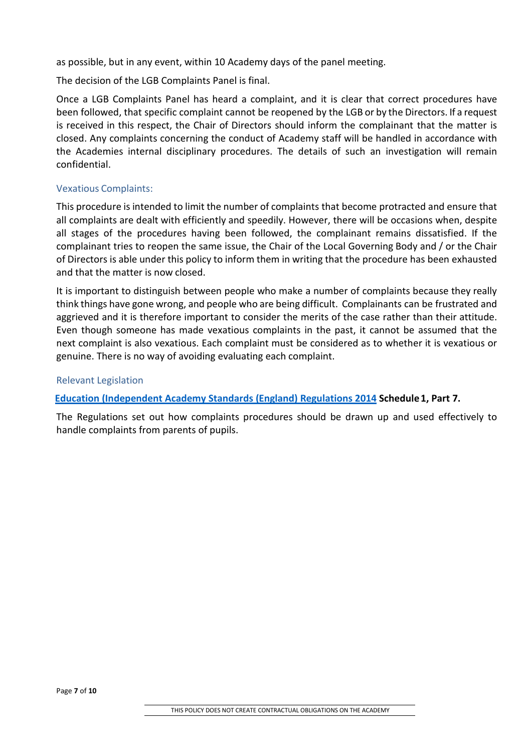as possible, but in any event, within 10 Academy days of the panel meeting.

The decision of the LGB Complaints Panel is final.

Once a LGB Complaints Panel has heard a complaint, and it is clear that correct procedures have been followed, that specific complaint cannot be reopened by the LGB or by the Directors. If a request is received in this respect, the Chair of Directors should inform the complainant that the matter is closed. Any complaints concerning the conduct of Academy staff will be handled in accordance with the Academies internal disciplinary procedures. The details of such an investigation will remain confidential.

## Vexatious Complaints:

This procedure is intended to limit the number of complaints that become protracted and ensure that all complaints are dealt with efficiently and speedily. However, there will be occasions when, despite all stages of the procedures having been followed, the complainant remains dissatisfied. If the complainant tries to reopen the same issue, the Chair of the Local Governing Body and / or the Chair of Directors is able under this policy to inform them in writing that the procedure has been exhausted and that the matter is now closed.

It is important to distinguish between people who make a number of complaints because they really think things have gone wrong, and people who are being difficult. Complainants can be frustrated and aggrieved and it is therefore important to consider the merits of the case rather than their attitude. Even though someone has made vexatious complaints in the past, it cannot be assumed that the next complaint is also vexatious. Each complaint must be considered as to whether it is vexatious or genuine. There is no way of avoiding evaluating each complaint.

## Relevant Legislation

**Education (Independent Academy Standards (England) Regulations 2014 Schedule 1, Part 7.**

The Regulations set out how complaints procedures should be drawn up and used effectively to handle complaints from parents of pupils.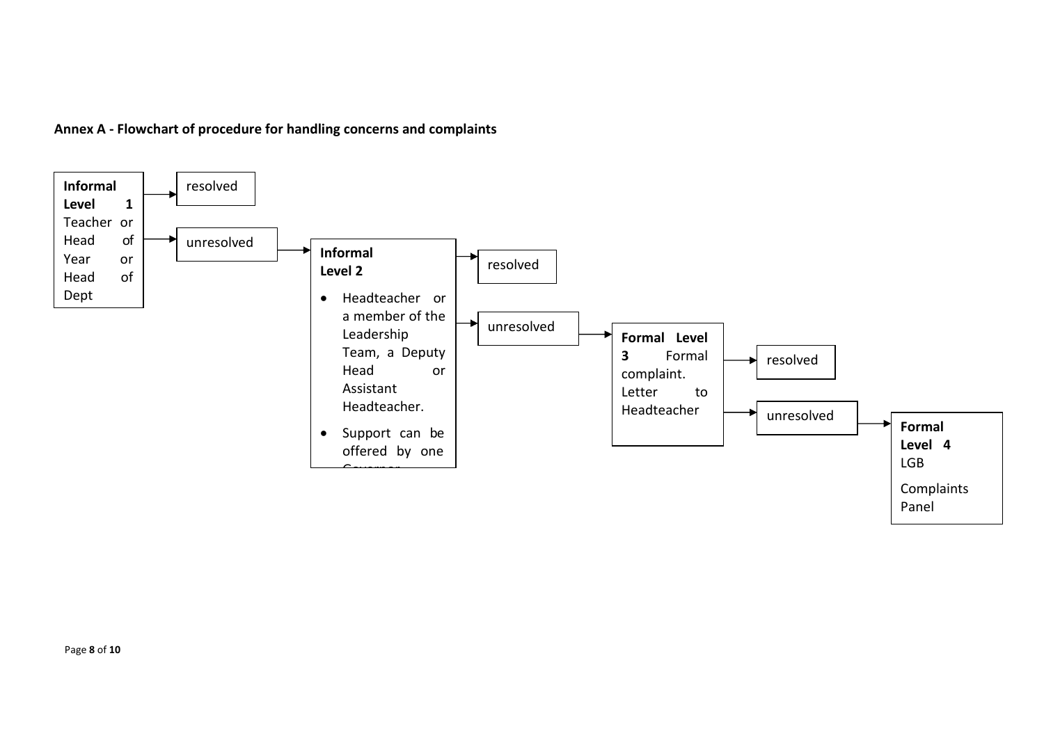**Annex A - Flowchart of procedure for handling concerns and complaints**

**Informal Level 1**
Teacher or Head of Year or Head of Dept

→ resolved

→ unresolved →

**Informal Level 2**

- Headteacher or a member of the Leadership Team, a Deputy Head or Assistant Headteacher.
- Support can be offered by one Governor

→ resolved

→ unresolved →

**Formal Level 3** Formal complaint. Letter to Headteacher

→ resolved

→ unresolved →

**Formal Level 4** LGB

Complaints Panel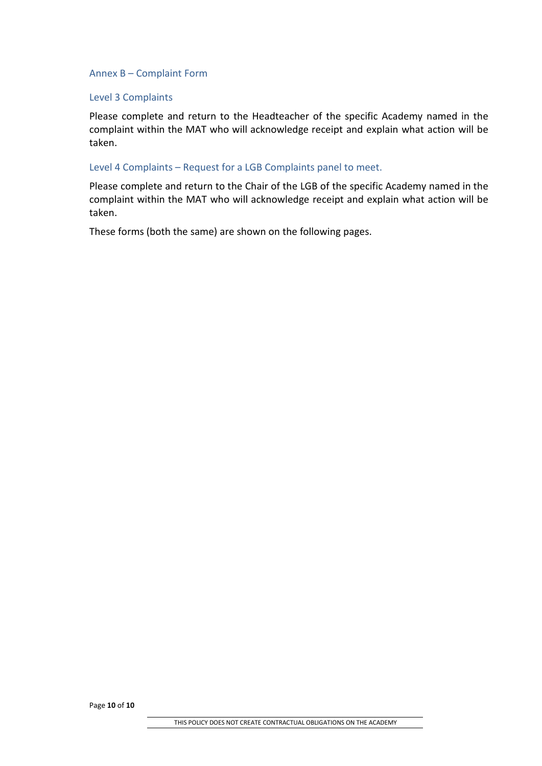## Annex B – Complaint Form

### Level 3 Complaints

Please complete and return to the Headteacher of the specific Academy named in the complaint within the MAT who will acknowledge receipt and explain what action will be taken.

### Level 4 Complaints – Request for a LGB Complaints panel to meet.

Please complete and return to the Chair of the LGB of the specific Academy named in the complaint within the MAT who will acknowledge receipt and explain what action will be taken.

These forms (both the same) are shown on the following pages.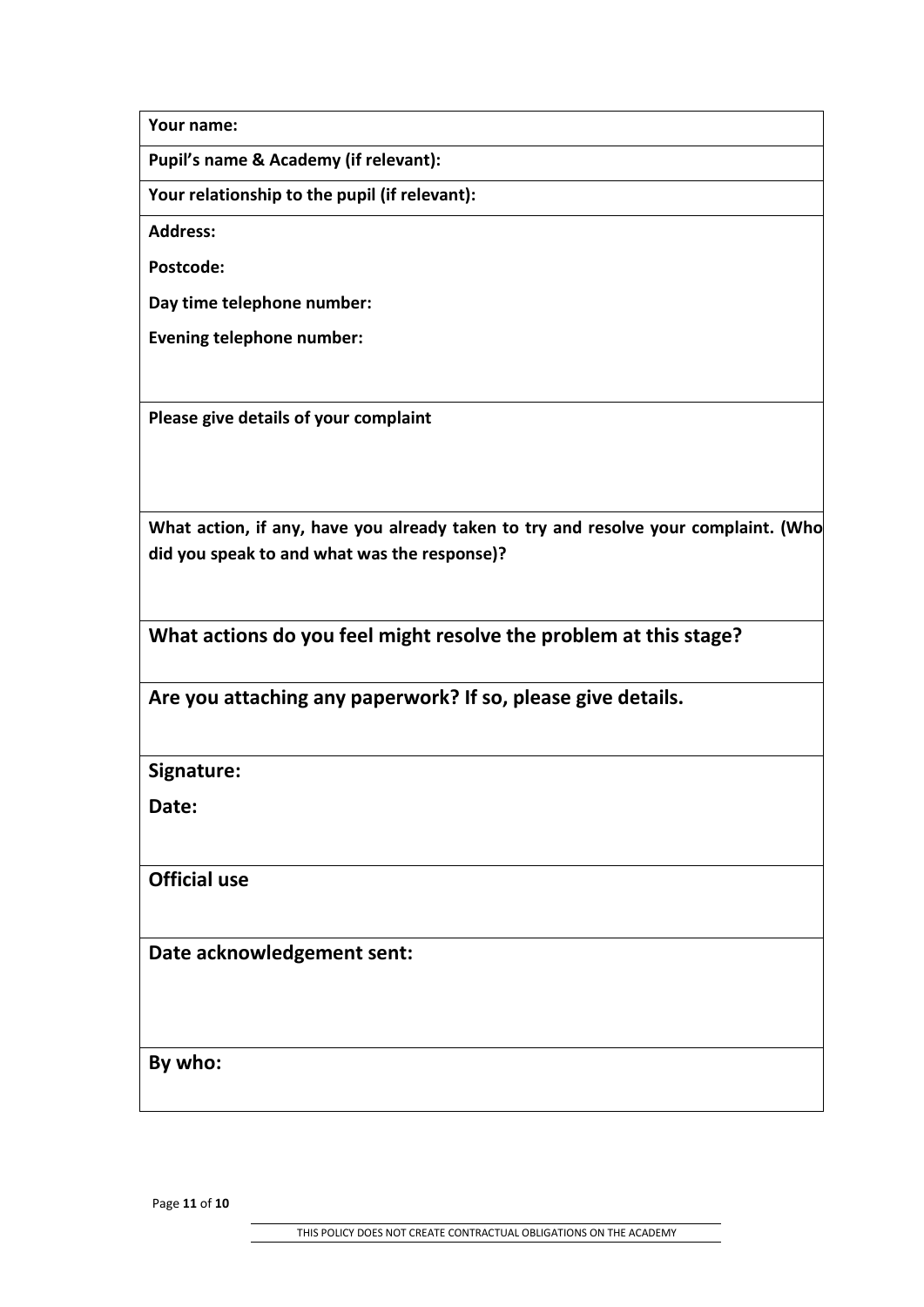| |
|---|
| **Your name:** |
| **Pupil's name & Academy (if relevant):** |
| **Your relationship to the pupil (if relevant):** |
| **Address:**<br>**Postcode:**<br>**Day time telephone number:**<br>**Evening telephone number:** |
| **Please give details of your complaint** |
| **What action, if any, have you already taken to try and resolve your complaint. (Who did you speak to and what was the response)?** |
| **What actions do you feel might resolve the problem at this stage?** |
| **Are you attaching any paperwork? If so, please give details.** |
| **Signature:**<br>**Date:** |
| **Official use** |
| **Date acknowledgement sent:** |
| **By who:** |